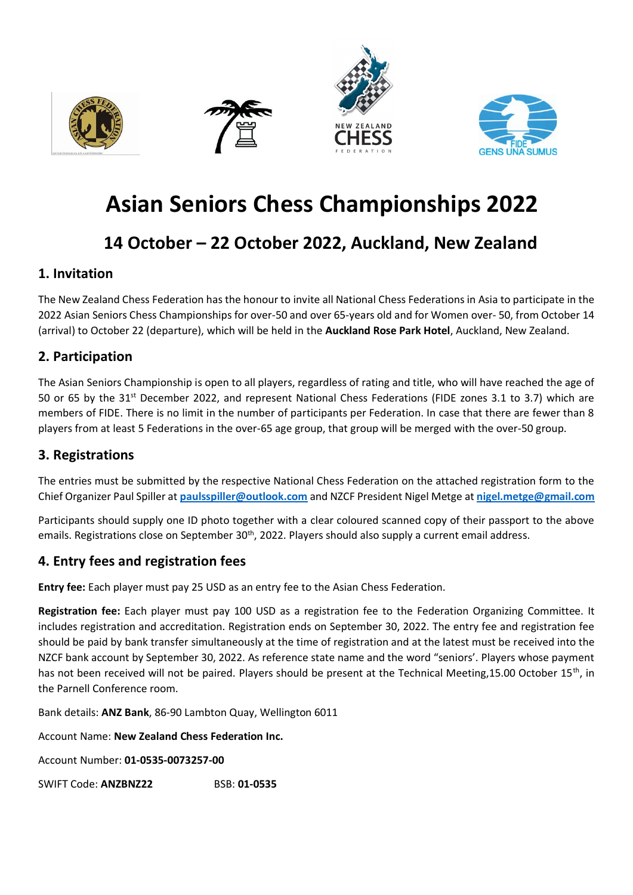# Asian Seniors Chess Championships 2022

## 14 October – 22 October 2022, Auckland, New Zealand

### 1. Invitation

The New Zealand Chess Federation has the honour to invite all National Chess Federations in Asia to participate in the 2022 Asian Seniors Chess Championships for over-50 and over 65-years old and for Women over- 50, from October 14 (arrival) to October 22 (departure), which will be held in the **Auckland Rose Park Hotel**, Auckland, New Zealand.

### 2. Participation

The Asian Seniors Championship is open to all players, regardless of rating and title, who will have reached the age of 50 or 65 by the 31st December 2022, and represent National Chess Federations (FIDE zones 3.1 to 3.7) which are members of FIDE. There is no limit in the number of participants per Federation. In case that there are fewer than 8 players from at least 5 Federations in the over-65 age group, that group will be merged with the over-50 group.

### 3. Registrations

The entries must be submitted by the respective National Chess Federation on the attached registration form to the Chief Organizer Paul Spiller at **paulsspiller@outlook.com** and NZCF President Nigel Metge at **nigel.metge@gmail.com**

Participants should supply one ID photo together with a clear coloured scanned copy of their passport to the above emails. Registrations close on September 30th, 2022. Players should also supply a current email address.

### 4. Entry fees and registration fees

**Entry fee:** Each player must pay 25 USD as an entry fee to the Asian Chess Federation.

**Registration fee:** Each player must pay 100 USD as a registration fee to the Federation Organizing Committee. It includes registration and accreditation. Registration ends on September 30, 2022. The entry fee and registration fee should be paid by bank transfer simultaneously at the time of registration and at the latest must be received into the NZCF bank account by September 30, 2022. As reference state name and the word "seniors'. Players whose payment has not been received will not be paired. Players should be present at the Technical Meeting,15.00 October 15th, in the Parnell Conference room.

Bank details: **ANZ Bank**, 86-90 Lambton Quay, Wellington 6011

Account Name: **New Zealand Chess Federation Inc.**

Account Number: **01-0535-0073257-00**

SWIFT Code: **ANZBNZ22** BSB: **01-0535**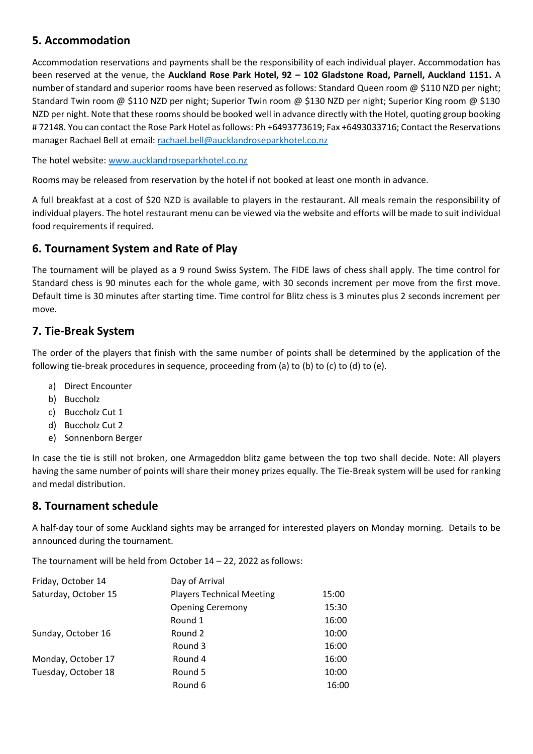## 5. Accommodation

Accommodation reservations and payments shall be the responsibility of each individual player. Accommodation has been reserved at the venue, the **Auckland Rose Park Hotel, 92 – 102 Gladstone Road, Parnell, Auckland 1151.** A number of standard and superior rooms have been reserved as follows: Standard Queen room @ $110 NZD per night; Standard Twin room @ $110 NZD per night; Superior Twin room @ $130 NZD per night; Superior King room @ $130 NZD per night. Note that these rooms should be booked well in advance directly with the Hotel, quoting group booking # 72148. You can contact the Rose Park Hotel as follows: Ph +6493773619; Fax +6493033716; Contact the Reservations manager Rachael Bell at email: [rachael.bell@aucklandroseparkhotel.co.nz](mailto:rachael.bell@aucklandroseparkhotel.co.nz)

The hotel website: [www.aucklandroseparkhotel.co.nz](http://www.aucklandroseparkhotel.co.nz)

Rooms may be released from reservation by the hotel if not booked at least one month in advance.

A full breakfast at a cost of $20 NZD is available to players in the restaurant. All meals remain the responsibility of individual players. The hotel restaurant menu can be viewed via the website and efforts will be made to suit individual food requirements if required.

## 6. Tournament System and Rate of Play

The tournament will be played as a 9 round Swiss System. The FIDE laws of chess shall apply. The time control for Standard chess is 90 minutes each for the whole game, with 30 seconds increment per move from the first move. Default time is 30 minutes after starting time. Time control for Blitz chess is 3 minutes plus 2 seconds increment per move.

## 7. Tie-Break System

The order of the players that finish with the same number of points shall be determined by the application of the following tie-break procedures in sequence, proceeding from (a) to (b) to (c) to (d) to (e).

a) Direct Encounter
b) Buccholz
c) Buccholz Cut 1
d) Buccholz Cut 2
e) Sonnenborn Berger

In case the tie is still not broken, one Armageddon blitz game between the top two shall decide. Note: All players having the same number of points will share their money prizes equally. The Tie-Break system will be used for ranking and medal distribution.

## 8. Tournament schedule

A half-day tour of some Auckland sights may be arranged for interested players on Monday morning. Details to be announced during the tournament.

The tournament will be held from October 14 – 22, 2022 as follows:

| | | |
|---|---|---|
| Friday, October 14 | Day of Arrival | |
| Saturday, October 15 | Players Technical Meeting | 15:00 |
| | Opening Ceremony | 15:30 |
| | Round 1 | 16:00 |
| Sunday, October 16 | Round 2 | 10:00 |
| | Round 3 | 16:00 |
| Monday, October 17 | Round 4 | 16:00 |
| Tuesday, October 18 | Round 5 | 10:00 |
| | Round 6 | 16:00 |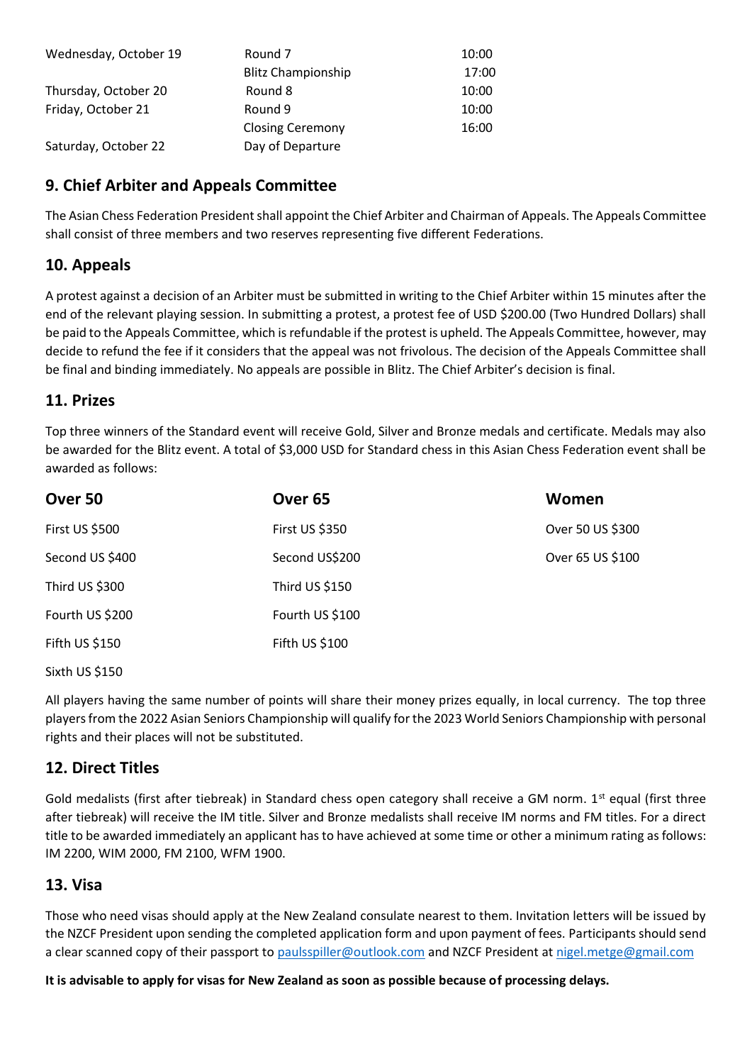| | | |
|---|---|---|
| Wednesday, October 19 | Round 7 | 10:00 |
| | Blitz Championship | 17:00 |
| Thursday, October 20 | Round 8 | 10:00 |
| Friday, October 21 | Round 9 | 10:00 |
| | Closing Ceremony | 16:00 |
| Saturday, October 22 | Day of Departure | |

## 9. Chief Arbiter and Appeals Committee

The Asian Chess Federation President shall appoint the Chief Arbiter and Chairman of Appeals. The Appeals Committee shall consist of three members and two reserves representing five different Federations.

## 10. Appeals

A protest against a decision of an Arbiter must be submitted in writing to the Chief Arbiter within 15 minutes after the end of the relevant playing session. In submitting a protest, a protest fee of USD $200.00 (Two Hundred Dollars) shall be paid to the Appeals Committee, which is refundable if the protest is upheld. The Appeals Committee, however, may decide to refund the fee if it considers that the appeal was not frivolous. The decision of the Appeals Committee shall be final and binding immediately. No appeals are possible in Blitz. The Chief Arbiter's decision is final.

## 11. Prizes

Top three winners of the Standard event will receive Gold, Silver and Bronze medals and certificate. Medals may also be awarded for the Blitz event. A total of $3,000 USD for Standard chess in this Asian Chess Federation event shall be awarded as follows:

| Over 50 | Over 65 | Women |
|---|---|---|
| First US $500 | First US $350 | Over 50 US $300 |
| Second US $400 | Second US$200 | Over 65 US $100 |
| Third US $300 | Third US $150 | |
| Fourth US $200 | Fourth US $100 | |
| Fifth US $150 | Fifth US $100 | |
| Sixth US $150 | | |

All players having the same number of points will share their money prizes equally, in local currency. The top three players from the 2022 Asian Seniors Championship will qualify for the 2023 World Seniors Championship with personal rights and their places will not be substituted.

## 12. Direct Titles

Gold medalists (first after tiebreak) in Standard chess open category shall receive a GM norm. 1st equal (first three after tiebreak) will receive the IM title. Silver and Bronze medalists shall receive IM norms and FM titles. For a direct title to be awarded immediately an applicant has to have achieved at some time or other a minimum rating as follows: IM 2200, WIM 2000, FM 2100, WFM 1900.

## 13. Visa

Those who need visas should apply at the New Zealand consulate nearest to them. Invitation letters will be issued by the NZCF President upon sending the completed application form and upon payment of fees. Participants should send a clear scanned copy of their passport to paulsspiller@outlook.com and NZCF President at nigel.metge@gmail.com

**It is advisable to apply for visas for New Zealand as soon as possible because of processing delays.**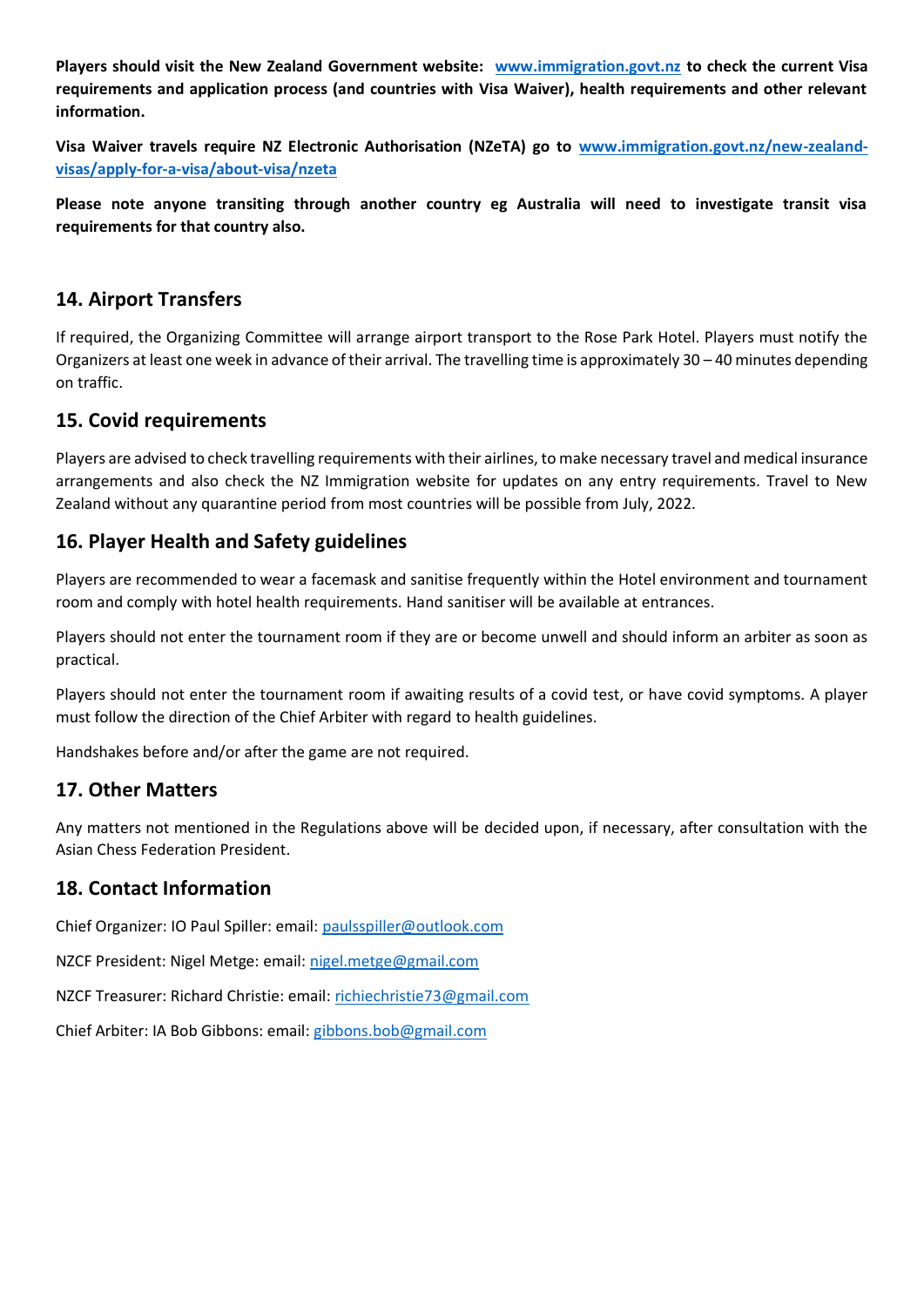**Players should visit the New Zealand Government website: [www.immigration.govt.nz](www.immigration.govt.nz) to check the current Visa requirements and application process (and countries with Visa Waiver), health requirements and other relevant information.**

**Visa Waiver travels require NZ Electronic Authorisation (NZeTA) go to [www.immigration.govt.nz/new-zealand-visas/apply-for-a-visa/about-visa/nzeta](www.immigration.govt.nz/new-zealand-visas/apply-for-a-visa/about-visa/nzeta)**

**Please note anyone transiting through another country eg Australia will need to investigate transit visa requirements for that country also.**

## 14. Airport Transfers

If required, the Organizing Committee will arrange airport transport to the Rose Park Hotel. Players must notify the Organizers at least one week in advance of their arrival. The travelling time is approximately 30 – 40 minutes depending on traffic.

## 15. Covid requirements

Players are advised to check travelling requirements with their airlines, to make necessary travel and medical insurance arrangements and also check the NZ Immigration website for updates on any entry requirements. Travel to New Zealand without any quarantine period from most countries will be possible from July, 2022.

## 16. Player Health and Safety guidelines

Players are recommended to wear a facemask and sanitise frequently within the Hotel environment and tournament room and comply with hotel health requirements. Hand sanitiser will be available at entrances.

Players should not enter the tournament room if they are or become unwell and should inform an arbiter as soon as practical.

Players should not enter the tournament room if awaiting results of a covid test, or have covid symptoms. A player must follow the direction of the Chief Arbiter with regard to health guidelines.

Handshakes before and/or after the game are not required.

## 17. Other Matters

Any matters not mentioned in the Regulations above will be decided upon, if necessary, after consultation with the Asian Chess Federation President.

## 18. Contact Information

Chief Organizer: IO Paul Spiller: email: paulsspiller@outlook.com

NZCF President: Nigel Metge: email: nigel.metge@gmail.com

NZCF Treasurer: Richard Christie: email: richiechristie73@gmail.com

Chief Arbiter: IA Bob Gibbons: email: gibbons.bob@gmail.com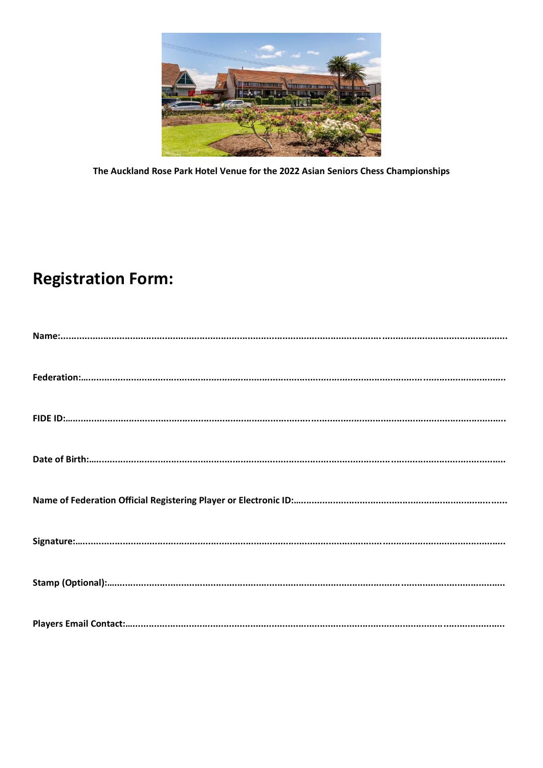**The Auckland Rose Park Hotel Venue for the 2022 Asian Seniors Chess Championships**

# Registration Form:

**Name:**...........................................................................................................................................................

**Federation:**....................................................................................................................................................

**FIDE ID:**.........................................................................................................................................................

**Date of Birth:**................................................................................................................................................

**Name of Federation Official Registering Player or Electronic ID:**...............................................................................

**Signature:**......................................................................................................................................................

**Stamp (Optional):**.........................................................................................................................................

**Players Email Contact:**..................................................................................................................................